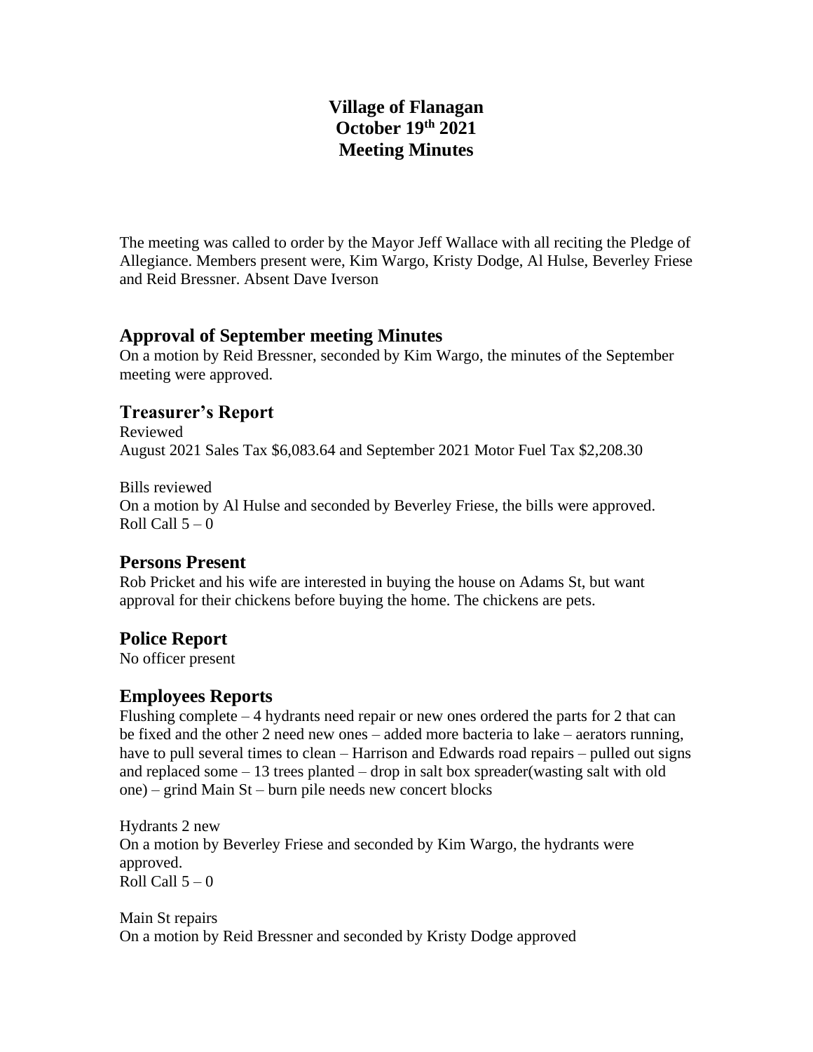# Village of Flanagan
# October 19th 2021
# Meeting Minutes

The meeting was called to order by the Mayor Jeff Wallace with all reciting the Pledge of Allegiance. Members present were, Kim Wargo, Kristy Dodge, Al Hulse, Beverley Friese and Reid Bressner. Absent Dave Iverson

## Approval of September meeting Minutes

On a motion by Reid Bressner, seconded by Kim Wargo, the minutes of the September meeting were approved.

## Treasurer's Report

Reviewed
August 2021 Sales Tax $6,083.64 and September 2021 Motor Fuel Tax $2,208.30

Bills reviewed
On a motion by Al Hulse and seconded by Beverley Friese, the bills were approved.
Roll Call 5 – 0

## Persons Present

Rob Pricket and his wife are interested in buying the house on Adams St, but want approval for their chickens before buying the home. The chickens are pets.

## Police Report

No officer present

## Employees Reports

Flushing complete – 4 hydrants need repair or new ones ordered the parts for 2 that can be fixed and the other 2 need new ones – added more bacteria to lake – aerators running, have to pull several times to clean – Harrison and Edwards road repairs – pulled out signs and replaced some – 13 trees planted – drop in salt box spreader(wasting salt with old one) – grind Main St – burn pile needs new concert blocks

Hydrants 2 new
On a motion by Beverley Friese and seconded by Kim Wargo, the hydrants were approved.
Roll Call 5 – 0

Main St repairs
On a motion by Reid Bressner and seconded by Kristy Dodge approved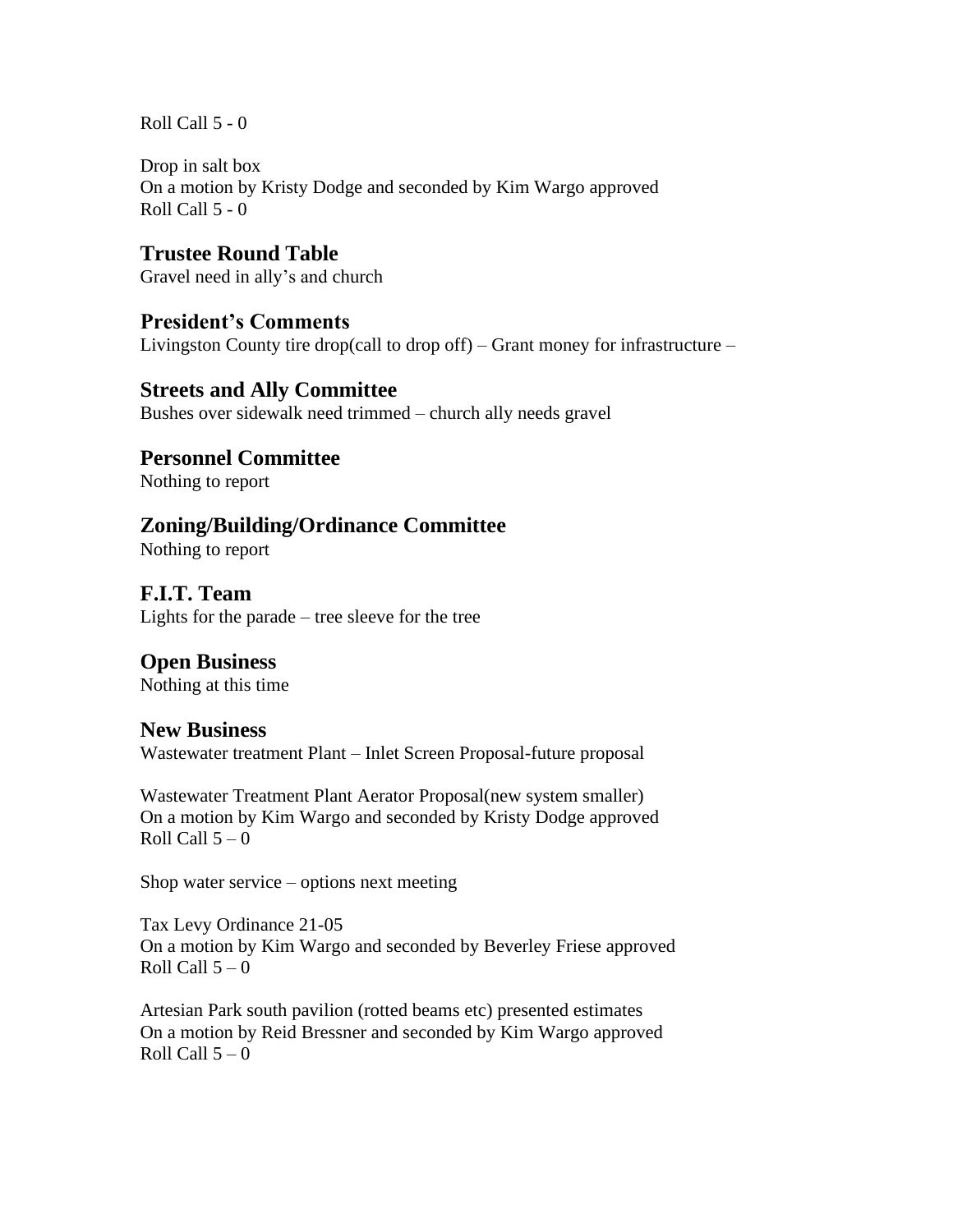Roll Call 5 - 0

Drop in salt box
On a motion by Kristy Dodge and seconded by Kim Wargo approved
Roll Call 5 - 0

## Trustee Round Table

Gravel need in ally's and church

## President's Comments

Livingston County tire drop(call to drop off) – Grant money for infrastructure –

## Streets and Ally Committee

Bushes over sidewalk need trimmed – church ally needs gravel

## Personnel Committee

Nothing to report

## Zoning/Building/Ordinance Committee

Nothing to report

## F.I.T. Team

Lights for the parade – tree sleeve for the tree

## Open Business

Nothing at this time

## New Business

Wastewater treatment Plant – Inlet Screen Proposal-future proposal

Wastewater Treatment Plant Aerator Proposal(new system smaller)
On a motion by Kim Wargo and seconded by Kristy Dodge approved
Roll Call 5 – 0

Shop water service – options next meeting

Tax Levy Ordinance 21-05
On a motion by Kim Wargo and seconded by Beverley Friese approved
Roll Call 5 – 0

Artesian Park south pavilion (rotted beams etc) presented estimates
On a motion by Reid Bressner and seconded by Kim Wargo approved
Roll Call 5 – 0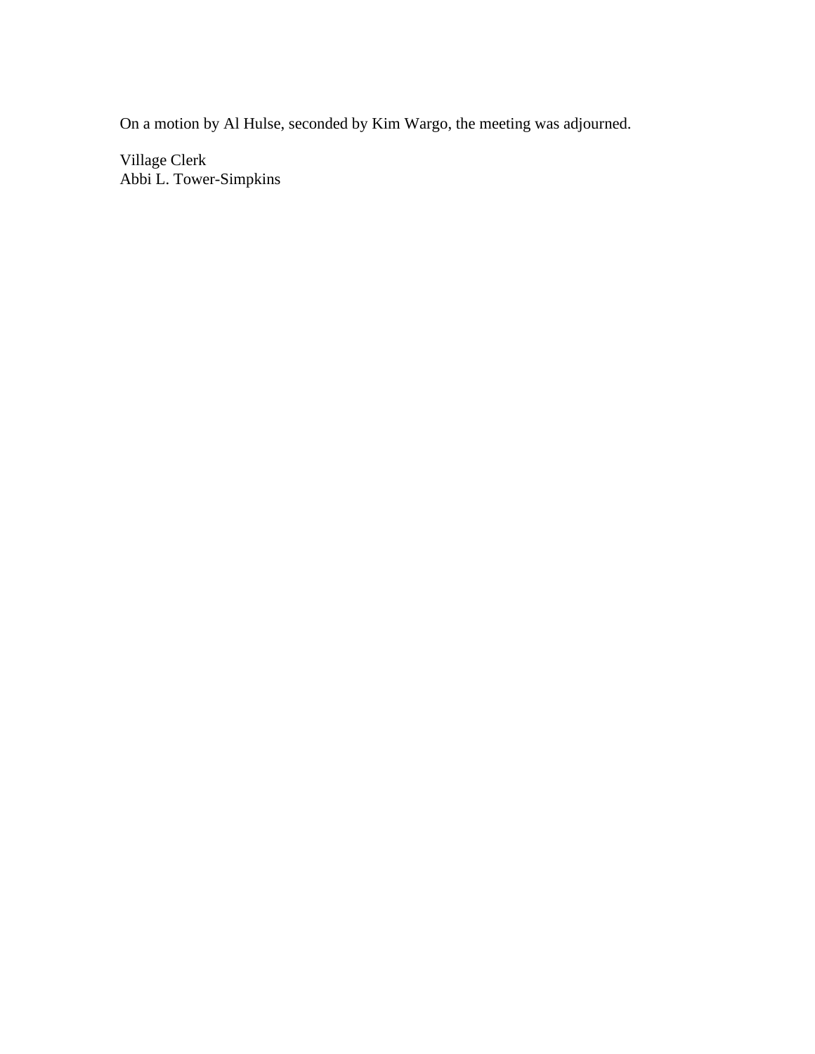On a motion by Al Hulse, seconded by Kim Wargo, the meeting was adjourned.

Village Clerk
Abbi L. Tower-Simpkins